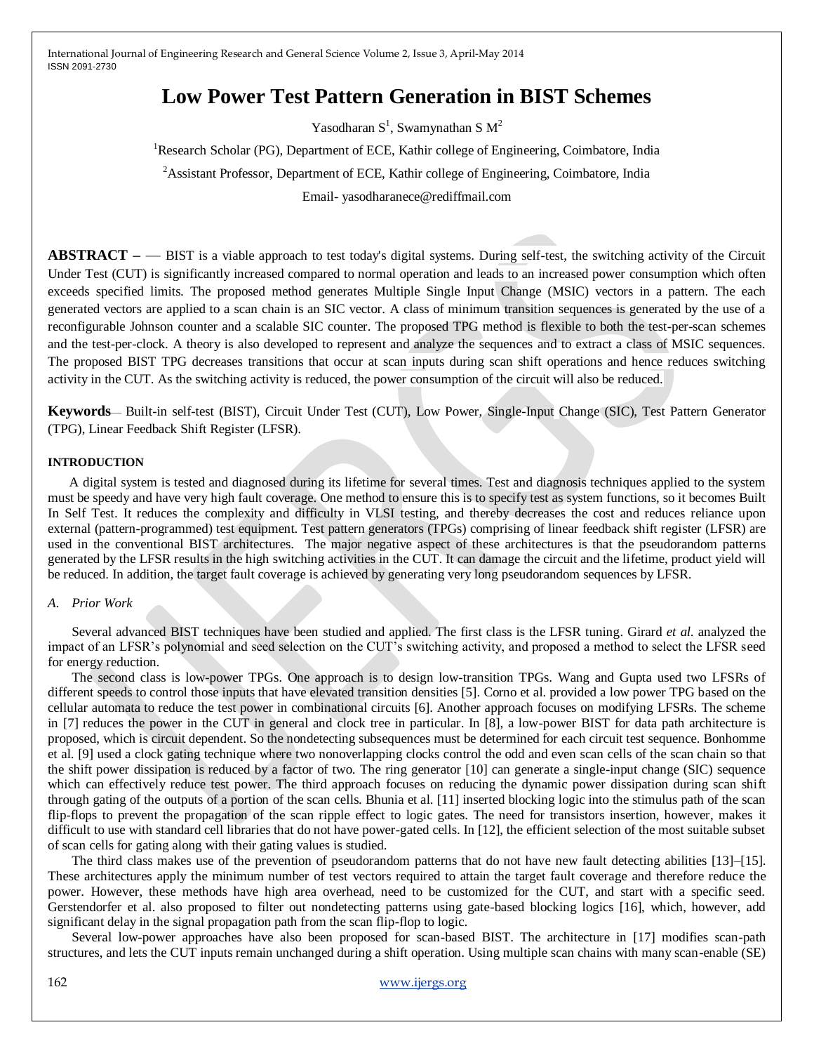# Low Power Test Pattern Generation in BIST Schemes

Yasodharan S[1], Swamynathan S M[2]

[1]Research Scholar (PG), Department of ECE, Kathir college of Engineering, Coimbatore, India

[2]Assistant Professor, Department of ECE, Kathir college of Engineering, Coimbatore, India

Email- yasodharanece@rediffmail.com

**ABSTRACT –** — BIST is a viable approach to test today's digital systems. During self-test, the switching activity of the Circuit Under Test (CUT) is significantly increased compared to normal operation and leads to an increased power consumption which often exceeds specified limits. The proposed method generates Multiple Single Input Change (MSIC) vectors in a pattern. The each generated vectors are applied to a scan chain is an SIC vector. A class of minimum transition sequences is generated by the use of a reconfigurable Johnson counter and a scalable SIC counter. The proposed TPG method is flexible to both the test-per-scan schemes and the test-per-clock. A theory is also developed to represent and analyze the sequences and to extract a class of MSIC sequences. The proposed BIST TPG decreases transitions that occur at scan inputs during scan shift operations and hence reduces switching activity in the CUT. As the switching activity is reduced, the power consumption of the circuit will also be reduced.

**Keywords**— Built-in self-test (BIST), Circuit Under Test (CUT), Low Power, Single-Input Change (SIC), Test Pattern Generator (TPG), Linear Feedback Shift Register (LFSR).

## INTRODUCTION

A digital system is tested and diagnosed during its lifetime for several times. Test and diagnosis techniques applied to the system must be speedy and have very high fault coverage. One method to ensure this is to specify test as system functions, so it becomes Built In Self Test. It reduces the complexity and difficulty in VLSI testing, and thereby decreases the cost and reduces reliance upon external (pattern-programmed) test equipment. Test pattern generators (TPGs) comprising of linear feedback shift register (LFSR) are used in the conventional BIST architectures. The major negative aspect of these architectures is that the pseudorandom patterns generated by the LFSR results in the high switching activities in the CUT. It can damage the circuit and the lifetime, product yield will be reduced. In addition, the target fault coverage is achieved by generating very long pseudorandom sequences by LFSR.

### *A. Prior Work*

Several advanced BIST techniques have been studied and applied. The first class is the LFSR tuning. Girard *et al.* analyzed the impact of an LFSR's polynomial and seed selection on the CUT's switching activity, and proposed a method to select the LFSR seed for energy reduction.

The second class is low-power TPGs. One approach is to design low-transition TPGs. Wang and Gupta used two LFSRs of different speeds to control those inputs that have elevated transition densities [5]. Corno et al. provided a low power TPG based on the cellular automata to reduce the test power in combinational circuits [6]. Another approach focuses on modifying LFSRs. The scheme in [7] reduces the power in the CUT in general and clock tree in particular. In [8], a low-power BIST for data path architecture is proposed, which is circuit dependent. So the nondetecting subsequences must be determined for each circuit test sequence. Bonhomme et al. [9] used a clock gating technique where two nonoverlapping clocks control the odd and even scan cells of the scan chain so that the shift power dissipation is reduced by a factor of two. The ring generator [10] can generate a single-input change (SIC) sequence which can effectively reduce test power. The third approach focuses on reducing the dynamic power dissipation during scan shift through gating of the outputs of a portion of the scan cells. Bhunia et al. [11] inserted blocking logic into the stimulus path of the scan flip-flops to prevent the propagation of the scan ripple effect to logic gates. The need for transistors insertion, however, makes it difficult to use with standard cell libraries that do not have power-gated cells. In [12], the efficient selection of the most suitable subset of scan cells for gating along with their gating values is studied.

The third class makes use of the prevention of pseudorandom patterns that do not have new fault detecting abilities [13]–[15]. These architectures apply the minimum number of test vectors required to attain the target fault coverage and therefore reduce the power. However, these methods have high area overhead, need to be customized for the CUT, and start with a specific seed. Gerstendorfer et al. also proposed to filter out nondetecting patterns using gate-based blocking logics [16], which, however, add significant delay in the signal propagation path from the scan flip-flop to logic.

Several low-power approaches have also been proposed for scan-based BIST. The architecture in [17] modifies scan-path structures, and lets the CUT inputs remain unchanged during a shift operation. Using multiple scan chains with many scan-enable (SE)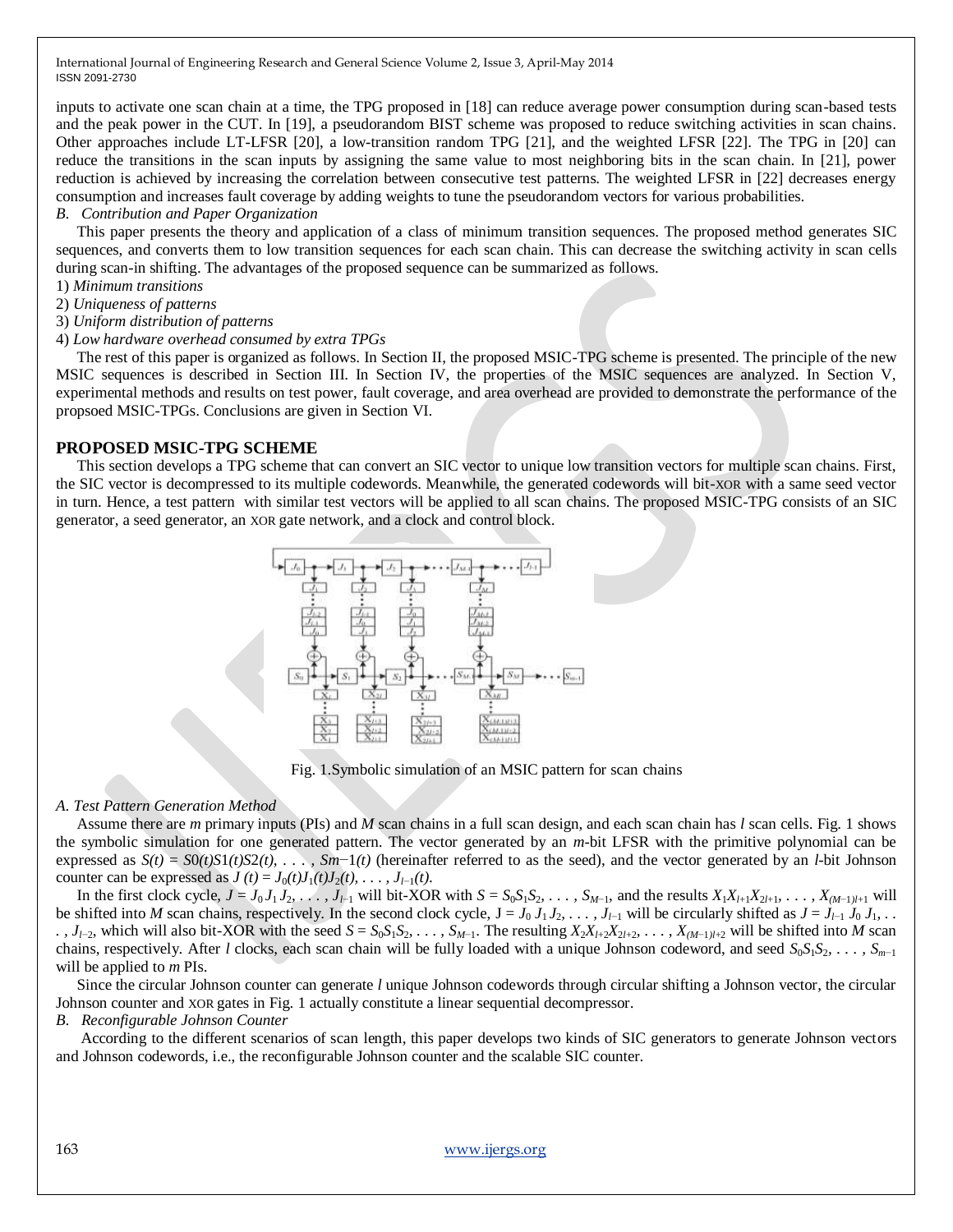inputs to activate one scan chain at a time, the TPG proposed in [18] can reduce average power consumption during scan-based tests and the peak power in the CUT. In [19], a pseudorandom BIST scheme was proposed to reduce switching activities in scan chains. Other approaches include LT-LFSR [20], a low-transition random TPG [21], and the weighted LFSR [22]. The TPG in [20] can reduce the transitions in the scan inputs by assigning the same value to most neighboring bits in the scan chain. In [21], power reduction is achieved by increasing the correlation between consecutive test patterns. The weighted LFSR in [22] decreases energy consumption and increases fault coverage by adding weights to tune the pseudorandom vectors for various probabilities.

*B. Contribution and Paper Organization*

This paper presents the theory and application of a class of minimum transition sequences. The proposed method generates SIC sequences, and converts them to low transition sequences for each scan chain. This can decrease the switching activity in scan cells during scan-in shifting. The advantages of the proposed sequence can be summarized as follows.

1) *Minimum transitions*
2) *Uniqueness of patterns*
3) *Uniform distribution of patterns*
4) *Low hardware overhead consumed by extra TPGs*

The rest of this paper is organized as follows. In Section II, the proposed MSIC-TPG scheme is presented. The principle of the new MSIC sequences is described in Section III. In Section IV, the properties of the MSIC sequences are analyzed. In Section V, experimental methods and results on test power, fault coverage, and area overhead are provided to demonstrate the performance of the propsoed MSIC-TPGs. Conclusions are given in Section VI.

## PROPOSED MSIC-TPG SCHEME

This section develops a TPG scheme that can convert an SIC vector to unique low transition vectors for multiple scan chains. First, the SIC vector is decompressed to its multiple codewords. Meanwhile, the generated codewords will bit-XOR with a same seed vector in turn. Hence, a test pattern with similar test vectors will be applied to all scan chains. The proposed MSIC-TPG consists of an SIC generator, a seed generator, an XOR gate network, and a clock and control block.

Fig. 1.Symbolic simulation of an MSIC pattern for scan chains

*A. Test Pattern Generation Method*

Assume there are *m* primary inputs (PIs) and *M* scan chains in a full scan design, and each scan chain has *l* scan cells. Fig. 1 shows the symbolic simulation for one generated pattern. The vector generated by an *m*-bit LFSR with the primitive polynomial can be expressed as $S(t) = S0(t)S1(t)S2(t), \ldots, Sm-1(t)$ (hereinafter referred to as the seed), and the vector generated by an *l*-bit Johnson counter can be expressed as $J(t) = J_0(t)J_1(t)J_2(t), \ldots, J_{l-1}(t)$.

In the first clock cycle, $J = J_0 J_1 J_2, \ldots, J_{l-1}$ will bit-XOR with $S = S_0S_1S_2, \ldots, S_{M-1}$, and the results $X_1X_{l+1}X_{2l+1}, \ldots, X_{(M-1)l+1}$ will be shifted into *M* scan chains, respectively. In the second clock cycle, $J = J_0 J_1 J_2, \ldots, J_{l-1}$ will be circularly shifted as $J = J_{l-1} J_0 J_1, \ldots, J_{l-2}$, which will also bit-XOR with the seed $S = S_0S_1S_2, \ldots, S_{M-1}$. The resulting $X_2X_{l+2}X_{2l+2}, \ldots, X_{(M-1)l+2}$ will be shifted into *M* scan chains, respectively. After *l* clocks, each scan chain will be fully loaded with a unique Johnson codeword, and seed $S_0S_1S_2, \ldots, S_{m-1}$ will be applied to *m* PIs.

Since the circular Johnson counter can generate *l* unique Johnson codewords through circular shifting a Johnson vector, the circular Johnson counter and XOR gates in Fig. 1 actually constitute a linear sequential decompressor.

*B. Reconfigurable Johnson Counter*

According to the different scenarios of scan length, this paper develops two kinds of SIC generators to generate Johnson vectors and Johnson codewords, i.e., the reconfigurable Johnson counter and the scalable SIC counter.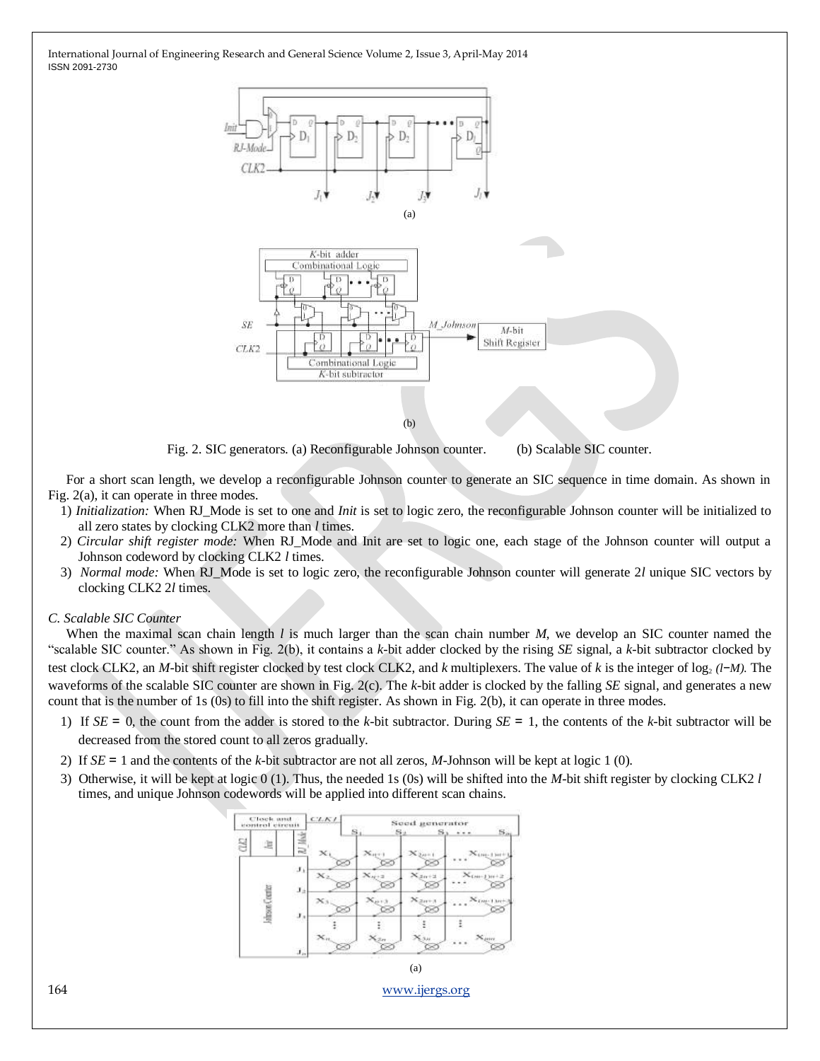(a)

(b)

Fig. 2. SIC generators. (a) Reconfigurable Johnson counter. (b) Scalable SIC counter.

For a short scan length, we develop a reconfigurable Johnson counter to generate an SIC sequence in time domain. As shown in Fig. 2(a), it can operate in three modes.

1) *Initialization:* When RJ_Mode is set to one and *Init* is set to logic zero, the reconfigurable Johnson counter will be initialized to all zero states by clocking CLK2 more than $l$ times.
2) *Circular shift register mode:* When RJ_Mode and Init are set to logic one, each stage of the Johnson counter will output a Johnson codeword by clocking CLK2 $l$ times.
3) *Normal mode:* When RJ_Mode is set to logic zero, the reconfigurable Johnson counter will generate $2l$ unique SIC vectors by clocking CLK2 $2l$ times.

### *C. Scalable SIC Counter*

When the maximal scan chain length $l$ is much larger than the scan chain number $M$, we develop an SIC counter named the "scalable SIC counter." As shown in Fig. 2(b), it contains a $k$-bit adder clocked by the rising $SE$ signal, a $k$-bit subtractor clocked by test clock CLK2, an $M$-bit shift register clocked by test clock CLK2, and $k$ multiplexers. The value of $k$ is the integer of $\log_2 (l-M)$. The waveforms of the scalable SIC counter are shown in Fig. 2(c). The $k$-bit adder is clocked by the falling $SE$ signal, and generates a new count that is the number of 1s (0s) to fill into the shift register. As shown in Fig. 2(b), it can operate in three modes.

1) If $SE = 0$, the count from the adder is stored to the $k$-bit subtractor. During $SE = 1$, the contents of the $k$-bit subtractor will be decreased from the stored count to all zeros gradually.
2) If $SE = 1$ and the contents of the $k$-bit subtractor are not all zeros, $M$-Johnson will be kept at logic 1 (0).
3) Otherwise, it will be kept at logic 0 (1). Thus, the needed 1s (0s) will be shifted into the $M$-bit shift register by clocking CLK2 $l$ times, and unique Johnson codewords will be applied into different scan chains.

(a)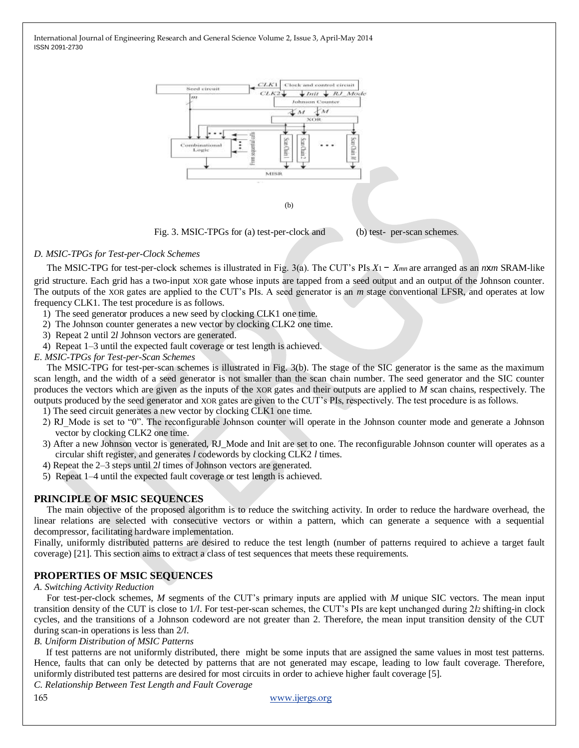(b)

Fig. 3. MSIC-TPGs for (a) test-per-clock and (b) test- per-scan schemes.

*D. MSIC-TPGs for Test-per-Clock Schemes*

The MSIC-TPG for test-per-clock schemes is illustrated in Fig. 3(a). The CUT's PIs $X_1 - X_{mn}$ are arranged as an $n$x$m$ SRAM-like grid structure. Each grid has a two-input XOR gate whose inputs are tapped from a seed output and an output of the Johnson counter. The outputs of the XOR gates are applied to the CUT's PIs. A seed generator is an $m$ stage conventional LFSR, and operates at low frequency CLK1. The test procedure is as follows.

1) The seed generator produces a new seed by clocking CLK1 one time.
2) The Johnson counter generates a new vector by clocking CLK2 one time.
3) Repeat 2 until $2l$ Johnson vectors are generated.
4) Repeat 1–3 until the expected fault coverage or test length is achieved.

*E. MSIC-TPGs for Test-per-Scan Schemes*

The MSIC-TPG for test-per-scan schemes is illustrated in Fig. 3(b). The stage of the SIC generator is the same as the maximum scan length, and the width of a seed generator is not smaller than the scan chain number. The seed generator and the SIC counter produces the vectors which are given as the inputs of the XOR gates and their outputs are applied to $M$ scan chains, respectively. The outputs produced by the seed generator and XOR gates are given to the CUT's PIs, respectively. The test procedure is as follows.

1) The seed circuit generates a new vector by clocking CLK1 one time.
2) RJ_Mode is set to "0". The reconfigurable Johnson counter will operate in the Johnson counter mode and generate a Johnson vector by clocking CLK2 one time.
3) After a new Johnson vector is generated, RJ_Mode and Init are set to one. The reconfigurable Johnson counter will operates as a circular shift register, and generates $l$ codewords by clocking CLK2 $l$ times.
4) Repeat the 2–3 steps until $2l$ times of Johnson vectors are generated.
5) Repeat 1–4 until the expected fault coverage or test length is achieved.

## PRINCIPLE OF MSIC SEQUENCES

The main objective of the proposed algorithm is to reduce the switching activity. In order to reduce the hardware overhead, the linear relations are selected with consecutive vectors or within a pattern, which can generate a sequence with a sequential decompressor, facilitating hardware implementation.

Finally, uniformly distributed patterns are desired to reduce the test length (number of patterns required to achieve a target fault coverage) [21]. This section aims to extract a class of test sequences that meets these requirements.

## PROPERTIES OF MSIC SEQUENCES

*A. Switching Activity Reduction*

For test-per-clock schemes, $M$ segments of the CUT's primary inputs are applied with $M$ unique SIC vectors. The mean input transition density of the CUT is close to $1/l$. For test-per-scan schemes, the CUT's PIs are kept unchanged during $2l^2$ shifting-in clock cycles, and the transitions of a Johnson codeword are not greater than 2. Therefore, the mean input transition density of the CUT during scan-in operations is less than $2/l$.

*B. Uniform Distribution of MSIC Patterns*

If test patterns are not uniformly distributed, there might be some inputs that are assigned the same values in most test patterns. Hence, faults that can only be detected by patterns that are not generated may escape, leading to low fault coverage. Therefore, uniformly distributed test patterns are desired for most circuits in order to achieve higher fault coverage [5].

*C. Relationship Between Test Length and Fault Coverage*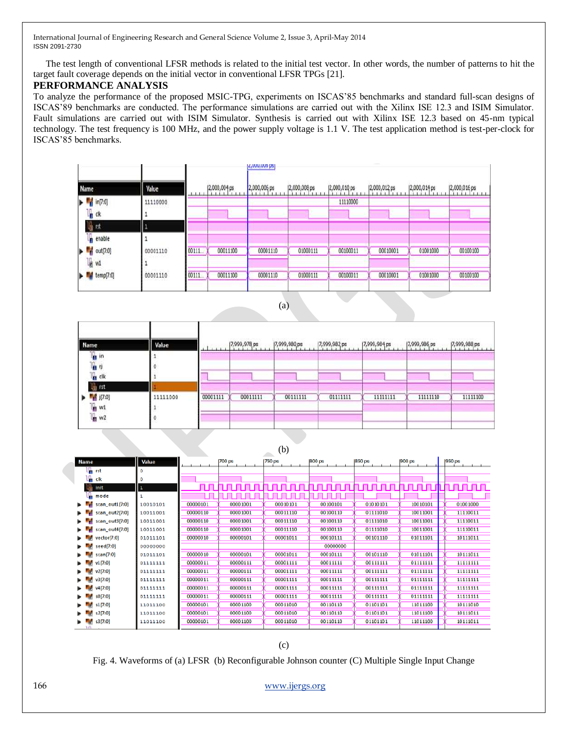The test length of conventional LFSR methods is related to the initial test vector. In other words, the number of patterns to hit the target fault coverage depends on the initial vector in conventional LFSR TPGs [21].

## PERFORMANCE ANALYSIS

To analyze the performance of the proposed MSIC-TPG, experiments on ISCAS'85 benchmarks and standard full-scan designs of ISCAS'89 benchmarks are conducted. The performance simulations are carried out with the Xilinx ISE 12.3 and ISIM Simulator. Fault simulations are carried out with ISIM Simulator. Synthesis is carried out with Xilinx ISE 12.3 based on 45-nm typical technology. The test frequency is 100 MHz, and the power supply voltage is 1.1 V. The test application method is test-per-clock for ISCAS'85 benchmarks.

(a)

(b)

(c)

Fig. 4. Waveforms of (a) LFSR (b) Reconfigurable Johnson counter (C) Multiple Single Input Change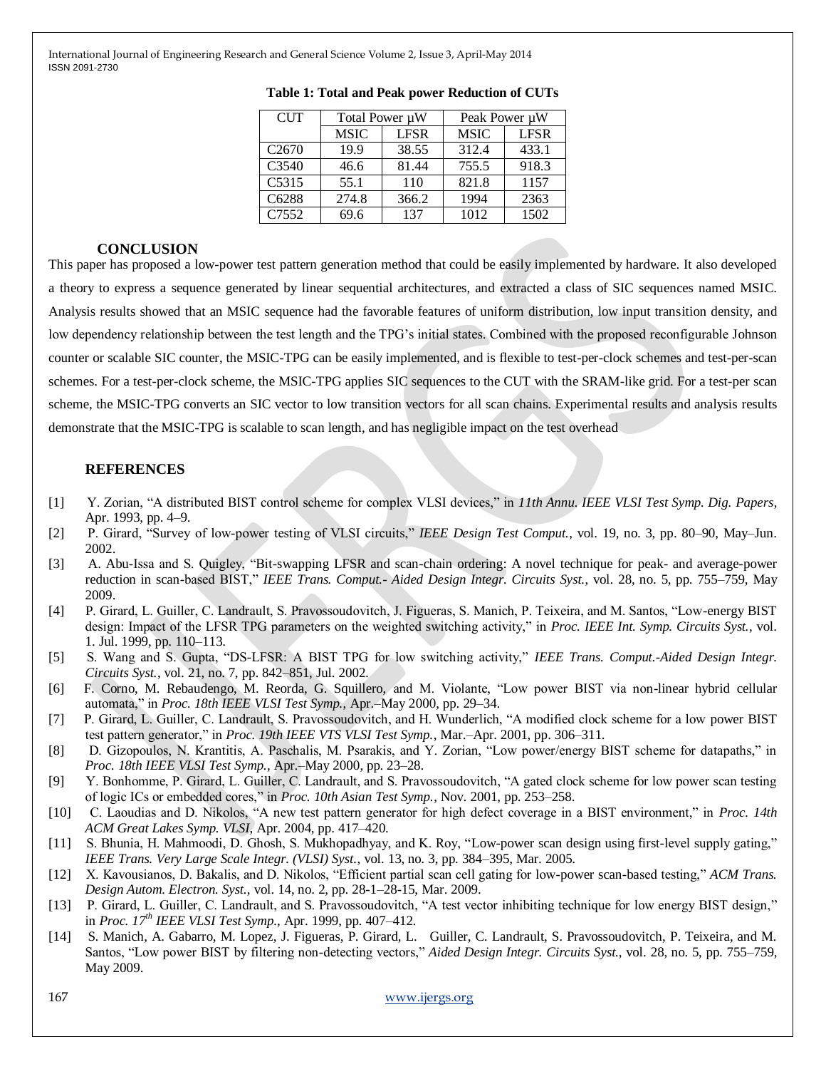**Table 1: Total and Peak power Reduction of CUTs**

| CUT | Total Power µW | | Peak Power µW | |
|---|---|---|---|---|
| | MSIC | LFSR | MSIC | LFSR |
| C2670 | 19.9 | 38.55 | 312.4 | 433.1 |
| C3540 | 46.6 | 81.44 | 755.5 | 918.3 |
| C5315 | 55.1 | 110 | 821.8 | 1157 |
| C6288 | 274.8 | 366.2 | 1994 | 2363 |
| C7552 | 69.6 | 137 | 1012 | 1502 |

## CONCLUSION

This paper has proposed a low-power test pattern generation method that could be easily implemented by hardware. It also developed a theory to express a sequence generated by linear sequential architectures, and extracted a class of SIC sequences named MSIC. Analysis results showed that an MSIC sequence had the favorable features of uniform distribution, low input transition density, and low dependency relationship between the test length and the TPG's initial states. Combined with the proposed reconfigurable Johnson counter or scalable SIC counter, the MSIC-TPG can be easily implemented, and is flexible to test-per-clock schemes and test-per-scan schemes. For a test-per-clock scheme, the MSIC-TPG applies SIC sequences to the CUT with the SRAM-like grid. For a test-per scan scheme, the MSIC-TPG converts an SIC vector to low transition vectors for all scan chains. Experimental results and analysis results demonstrate that the MSIC-TPG is scalable to scan length, and has negligible impact on the test overhead

## REFERENCES

[1] Y. Zorian, "A distributed BIST control scheme for complex VLSI devices," in *11th Annu. IEEE VLSI Test Symp. Dig. Papers*, Apr. 1993, pp. 4–9.

[2] P. Girard, "Survey of low-power testing of VLSI circuits," *IEEE Design Test Comput.*, vol. 19, no. 3, pp. 80–90, May–Jun. 2002.

[3] A. Abu-Issa and S. Quigley, "Bit-swapping LFSR and scan-chain ordering: A novel technique for peak- and average-power reduction in scan-based BIST," *IEEE Trans. Comput.- Aided Design Integr. Circuits Syst.*, vol. 28, no. 5, pp. 755–759, May 2009.

[4] P. Girard, L. Guiller, C. Landrault, S. Pravossoudovitch, J. Figueras, S. Manich, P. Teixeira, and M. Santos, "Low-energy BIST design: Impact of the LFSR TPG parameters on the weighted switching activity," in *Proc. IEEE Int. Symp. Circuits Syst.*, vol. 1. Jul. 1999, pp. 110–113.

[5] S. Wang and S. Gupta, "DS-LFSR: A BIST TPG for low switching activity," *IEEE Trans. Comput.-Aided Design Integr. Circuits Syst.*, vol. 21, no. 7, pp. 842–851, Jul. 2002.

[6] F. Corno, M. Rebaudengo, M. Reorda, G. Squillero, and M. Violante, "Low power BIST via non-linear hybrid cellular automata," in *Proc. 18th IEEE VLSI Test Symp.*, Apr.–May 2000, pp. 29–34.

[7] P. Girard, L. Guiller, C. Landrault, S. Pravossoudovitch, and H. Wunderlich, "A modified clock scheme for a low power BIST test pattern generator," in *Proc. 19th IEEE VTS VLSI Test Symp.*, Mar.–Apr. 2001, pp. 306–311.

[8] D. Gizopoulos, N. Krantitis, A. Paschalis, M. Psarakis, and Y. Zorian, "Low power/energy BIST scheme for datapaths," in *Proc. 18th IEEE VLSI Test Symp.*, Apr.–May 2000, pp. 23–28.

[9] Y. Bonhomme, P. Girard, L. Guiller, C. Landrault, and S. Pravossoudovitch, "A gated clock scheme for low power scan testing of logic ICs or embedded cores," in *Proc. 10th Asian Test Symp.*, Nov. 2001, pp. 253–258.

[10] C. Laoudias and D. Nikolos, "A new test pattern generator for high defect coverage in a BIST environment," in *Proc. 14th ACM Great Lakes Symp. VLSI*, Apr. 2004, pp. 417–420.

[11] S. Bhunia, H. Mahmoodi, D. Ghosh, S. Mukhopadhyay, and K. Roy, "Low-power scan design using first-level supply gating," *IEEE Trans. Very Large Scale Integr. (VLSI) Syst.*, vol. 13, no. 3, pp. 384–395, Mar. 2005.

[12] X. Kavousianos, D. Bakalis, and D. Nikolos, "Efficient partial scan cell gating for low-power scan-based testing," *ACM Trans. Design Autom. Electron. Syst.*, vol. 14, no. 2, pp. 28-1–28-15, Mar. 2009.

[13] P. Girard, L. Guiller, C. Landrault, and S. Pravossoudovitch, "A test vector inhibiting technique for low energy BIST design," in *Proc. 17th IEEE VLSI Test Symp.*, Apr. 1999, pp. 407–412.

[14] S. Manich, A. Gabarro, M. Lopez, J. Figueras, P. Girard, L. Guiller, C. Landrault, S. Pravossoudovitch, P. Teixeira, and M. Santos, "Low power BIST by filtering non-detecting vectors," *Aided Design Integr. Circuits Syst.*, vol. 28, no. 5, pp. 755–759, May 2009.